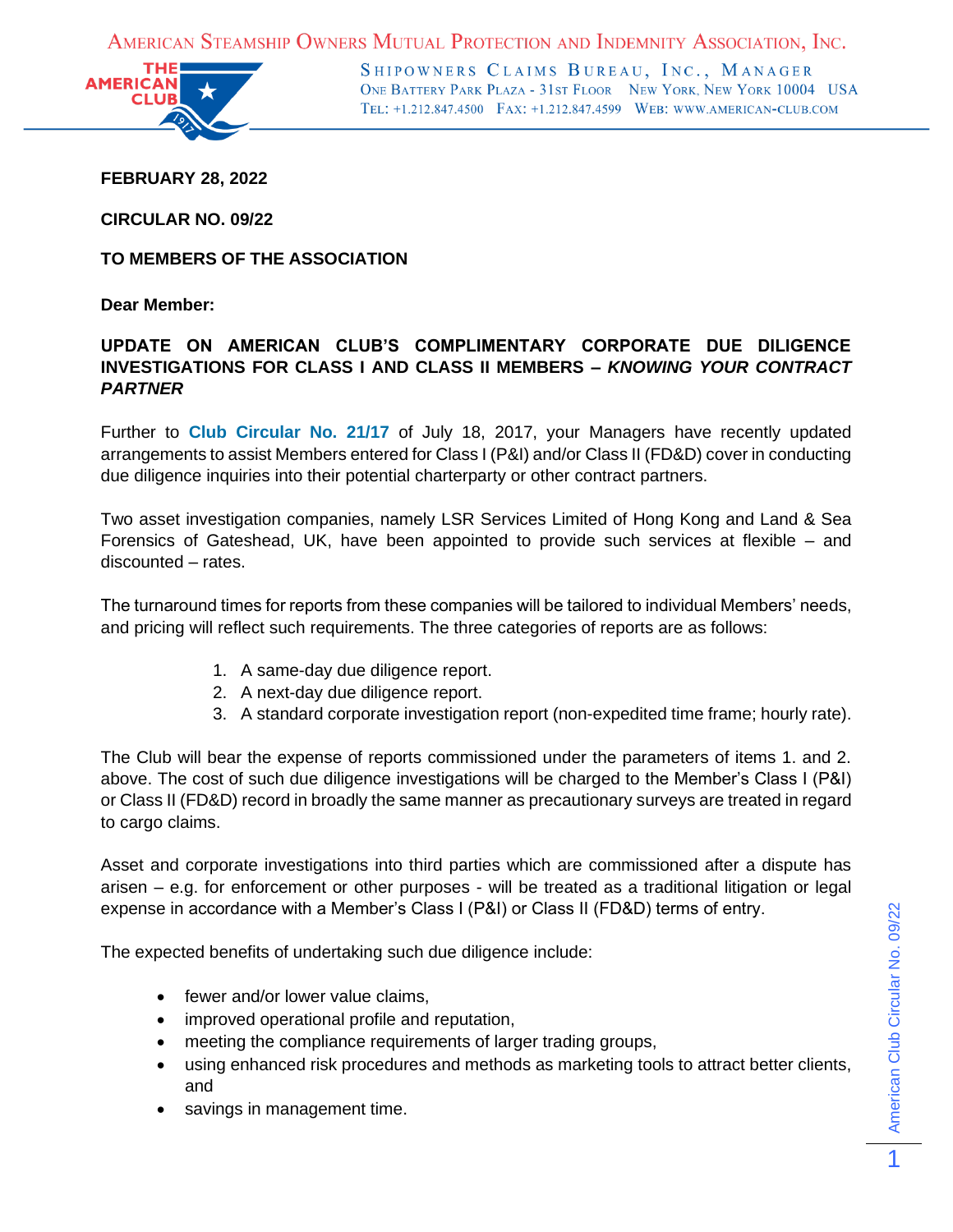AMERICAN STEAMSHIP OWNERS MUTUAL PROTECTION AND INDEMNITY ASSOCIATION, INC.

SHIPOWNERS CLAIMS BUREAU, INC., MANAGER
ONE BATTERY PARK PLAZA - 31ST FLOOR NEW YORK, NEW YORK 10004 USA
TEL: +1.212.847.4500 FAX: +1.212.847.4599 WEB: WWW.AMERICAN-CLUB.COM

**FEBRUARY 28, 2022**

**CIRCULAR NO. 09/22**

**TO MEMBERS OF THE ASSOCIATION**

**Dear Member:**

**UPDATE ON AMERICAN CLUB'S COMPLIMENTARY CORPORATE DUE DILIGENCE INVESTIGATIONS FOR CLASS I AND CLASS II MEMBERS – *KNOWING YOUR CONTRACT PARTNER***

Further to **Club Circular No. 21/17** of July 18, 2017, your Managers have recently updated arrangements to assist Members entered for Class I (P&I) and/or Class II (FD&D) cover in conducting due diligence inquiries into their potential charterparty or other contract partners.

Two asset investigation companies, namely LSR Services Limited of Hong Kong and Land & Sea Forensics of Gateshead, UK, have been appointed to provide such services at flexible – and discounted – rates.

The turnaround times for reports from these companies will be tailored to individual Members' needs, and pricing will reflect such requirements. The three categories of reports are as follows:

1. A same-day due diligence report.
2. A next-day due diligence report.
3. A standard corporate investigation report (non-expedited time frame; hourly rate).

The Club will bear the expense of reports commissioned under the parameters of items 1. and 2. above. The cost of such due diligence investigations will be charged to the Member's Class I (P&I) or Class II (FD&D) record in broadly the same manner as precautionary surveys are treated in regard to cargo claims.

Asset and corporate investigations into third parties which are commissioned after a dispute has arisen – e.g. for enforcement or other purposes - will be treated as a traditional litigation or legal expense in accordance with a Member's Class I (P&I) or Class II (FD&D) terms of entry.

The expected benefits of undertaking such due diligence include:

- fewer and/or lower value claims,
- improved operational profile and reputation,
- meeting the compliance requirements of larger trading groups,
- using enhanced risk procedures and methods as marketing tools to attract better clients, and
- savings in management time.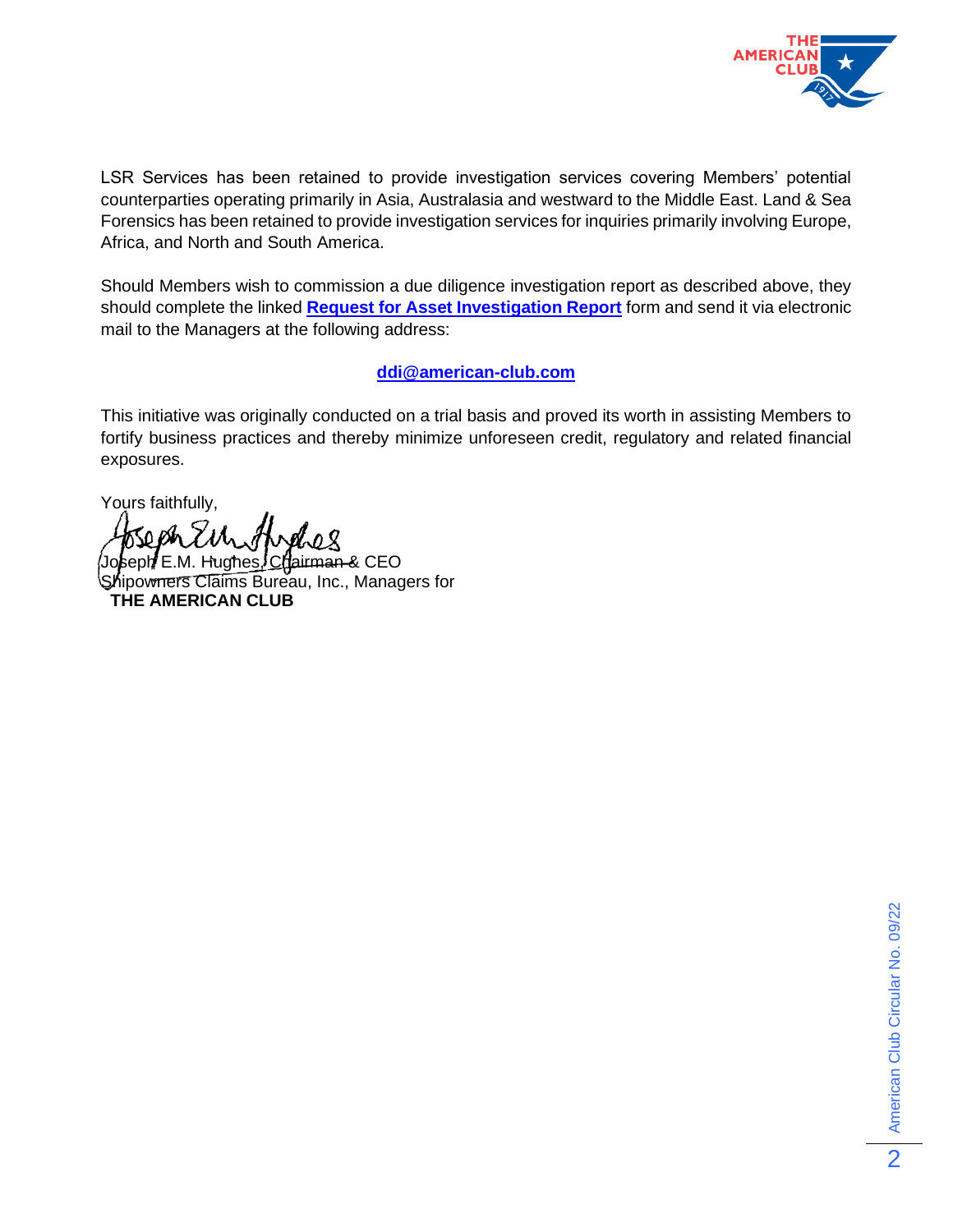LSR Services has been retained to provide investigation services covering Members' potential counterparties operating primarily in Asia, Australasia and westward to the Middle East. Land & Sea Forensics has been retained to provide investigation services for inquiries primarily involving Europe, Africa, and North and South America.

Should Members wish to commission a due diligence investigation report as described above, they should complete the linked **Request for Asset Investigation Report** form and send it via electronic mail to the Managers at the following address:

**ddi@american-club.com**

This initiative was originally conducted on a trial basis and proved its worth in assisting Members to fortify business practices and thereby minimize unforeseen credit, regulatory and related financial exposures.

Yours faithfully,

Joseph E.M. Hughes, Chairman & CEO
Shipowners Claims Bureau, Inc., Managers for
**THE AMERICAN CLUB**